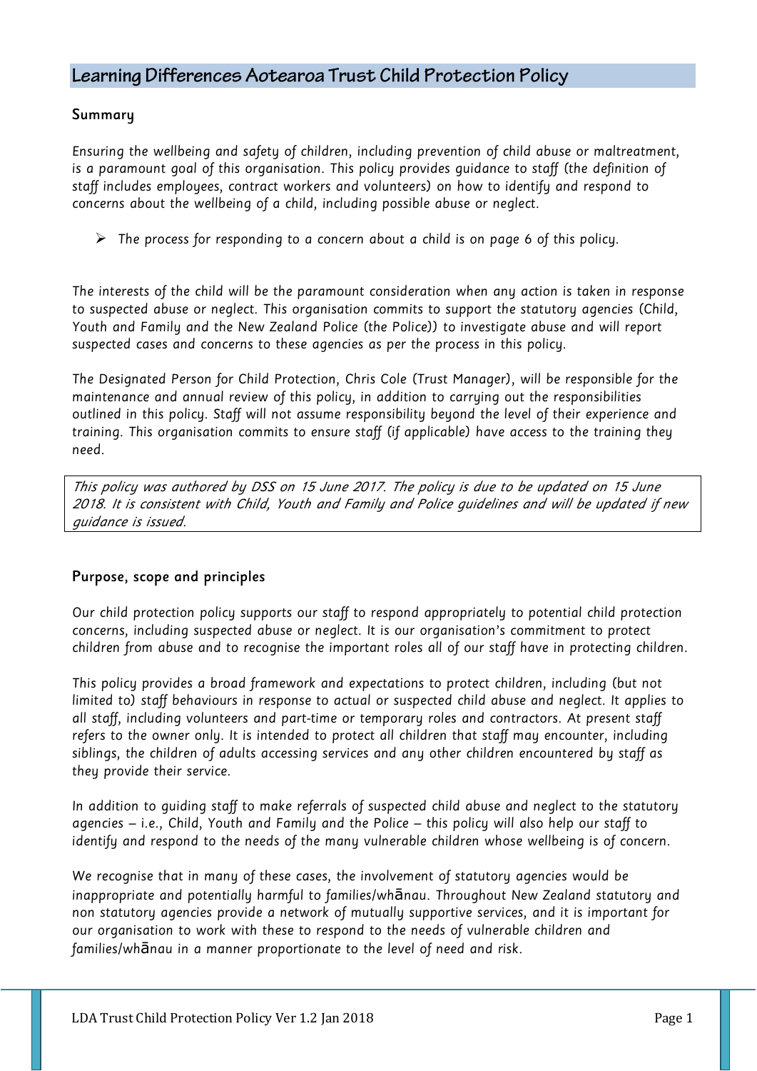# Learning Differences Aotearoa Trust Child Protection Policy

## Summary

Ensuring the wellbeing and safety of children, including prevention of child abuse or maltreatment, is a paramount goal of this organisation. This policy provides guidance to staff (the definition of staff includes employees, contract workers and volunteers) on how to identify and respond to concerns about the wellbeing of a child, including possible abuse or neglect.

- The process for responding to a concern about a child is on page 6 of this policy.

The interests of the child will be the paramount consideration when any action is taken in response to suspected abuse or neglect. This organisation commits to support the statutory agencies (Child, Youth and Family and the New Zealand Police (the Police)) to investigate abuse and will report suspected cases and concerns to these agencies as per the process in this policy.

The Designated Person for Child Protection, Chris Cole (Trust Manager), will be responsible for the maintenance and annual review of this policy, in addition to carrying out the responsibilities outlined in this policy. Staff will not assume responsibility beyond the level of their experience and training. This organisation commits to ensure staff (if applicable) have access to the training they need.

*This policy was authored by DSS on 15 June 2017. The policy is due to be updated on 15 June 2018. It is consistent with Child, Youth and Family and Police guidelines and will be updated if new guidance is issued.*

## Purpose, scope and principles

Our child protection policy supports our staff to respond appropriately to potential child protection concerns, including suspected abuse or neglect. It is our organisation's commitment to protect children from abuse and to recognise the important roles all of our staff have in protecting children.

This policy provides a broad framework and expectations to protect children, including (but not limited to) staff behaviours in response to actual or suspected child abuse and neglect. It applies to all staff, including volunteers and part-time or temporary roles and contractors. At present staff refers to the owner only. It is intended to protect all children that staff may encounter, including siblings, the children of adults accessing services and any other children encountered by staff as they provide their service.

In addition to guiding staff to make referrals of suspected child abuse and neglect to the statutory agencies – i.e., Child, Youth and Family and the Police – this policy will also help our staff to identify and respond to the needs of the many vulnerable children whose wellbeing is of concern.

We recognise that in many of these cases, the involvement of statutory agencies would be inappropriate and potentially harmful to families/whānau. Throughout New Zealand statutory and non statutory agencies provide a network of mutually supportive services, and it is important for our organisation to work with these to respond to the needs of vulnerable children and families/whānau in a manner proportionate to the level of need and risk.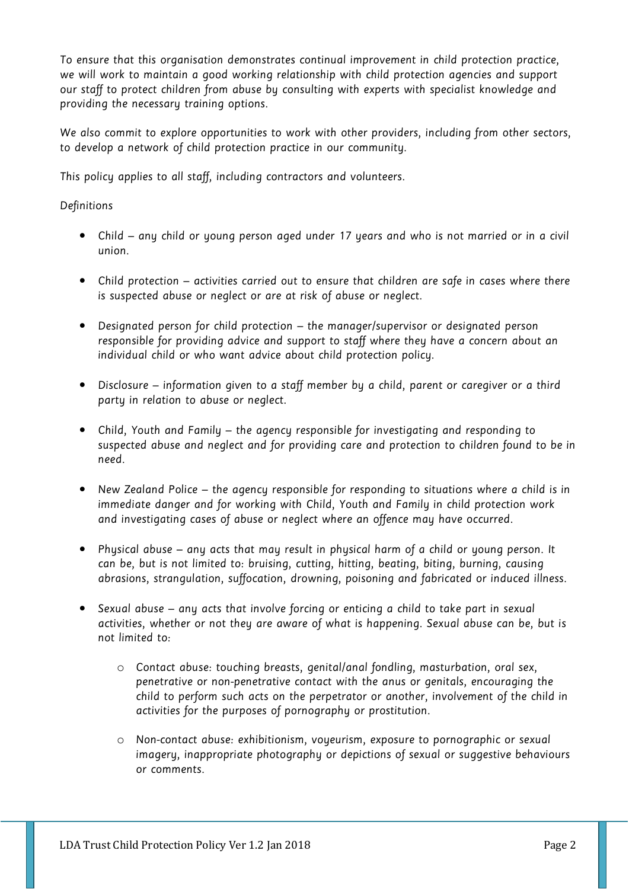To ensure that this organisation demonstrates continual improvement in child protection practice, we will work to maintain a good working relationship with child protection agencies and support our staff to protect children from abuse by consulting with experts with specialist knowledge and providing the necessary training options.

We also commit to explore opportunities to work with other providers, including from other sectors, to develop a network of child protection practice in our community.

This policy applies to all staff, including contractors and volunteers.

Definitions

- Child – any child or young person aged under 17 years and who is not married or in a civil union.
- Child protection – activities carried out to ensure that children are safe in cases where there is suspected abuse or neglect or are at risk of abuse or neglect.
- Designated person for child protection – the manager/supervisor or designated person responsible for providing advice and support to staff where they have a concern about an individual child or who want advice about child protection policy.
- Disclosure – information given to a staff member by a child, parent or caregiver or a third party in relation to abuse or neglect.
- Child, Youth and Family – the agency responsible for investigating and responding to suspected abuse and neglect and for providing care and protection to children found to be in need.
- New Zealand Police – the agency responsible for responding to situations where a child is in immediate danger and for working with Child, Youth and Family in child protection work and investigating cases of abuse or neglect where an offence may have occurred.
- Physical abuse – any acts that may result in physical harm of a child or young person. It can be, but is not limited to: bruising, cutting, hitting, beating, biting, burning, causing abrasions, strangulation, suffocation, drowning, poisoning and fabricated or induced illness.
- Sexual abuse – any acts that involve forcing or enticing a child to take part in sexual activities, whether or not they are aware of what is happening. Sexual abuse can be, but is not limited to:
    - Contact abuse: touching breasts, genital/anal fondling, masturbation, oral sex, penetrative or non-penetrative contact with the anus or genitals, encouraging the child to perform such acts on the perpetrator or another, involvement of the child in activities for the purposes of pornography or prostitution.
    - Non-contact abuse: exhibitionism, voyeurism, exposure to pornographic or sexual imagery, inappropriate photography or depictions of sexual or suggestive behaviours or comments.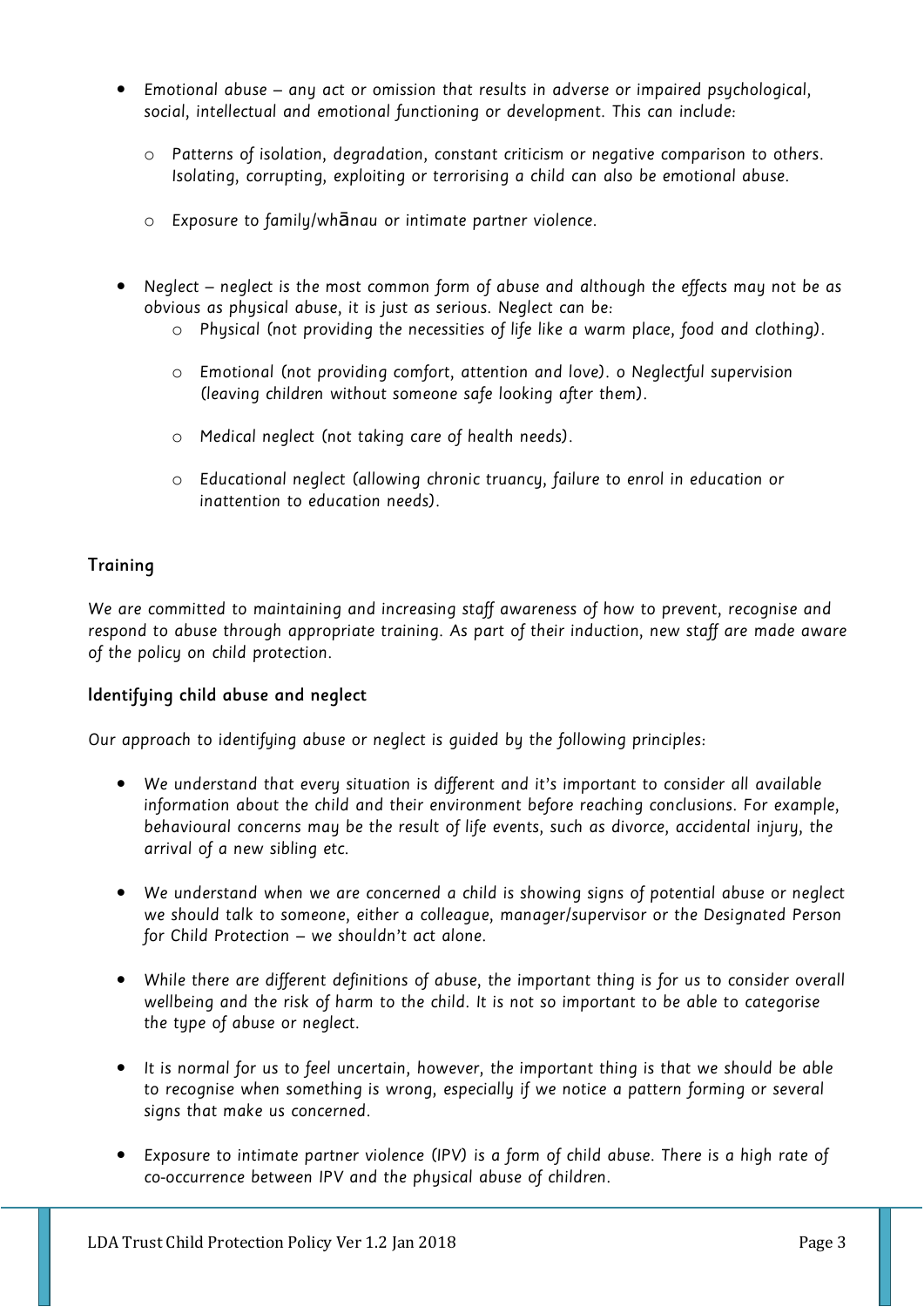- Emotional abuse – any act or omission that results in adverse or impaired psychological, social, intellectual and emotional functioning or development. This can include:
  - Patterns of isolation, degradation, constant criticism or negative comparison to others. Isolating, corrupting, exploiting or terrorising a child can also be emotional abuse.
  - Exposure to family/whānau or intimate partner violence.

- Neglect – neglect is the most common form of abuse and although the effects may not be as obvious as physical abuse, it is just as serious. Neglect can be:
  - Physical (not providing the necessities of life like a warm place, food and clothing).
  - Emotional (not providing comfort, attention and love). o Neglectful supervision (leaving children without someone safe looking after them).
  - Medical neglect (not taking care of health needs).
  - Educational neglect (allowing chronic truancy, failure to enrol in education or inattention to education needs).

## Training

We are committed to maintaining and increasing staff awareness of how to prevent, recognise and respond to abuse through appropriate training. As part of their induction, new staff are made aware of the policy on child protection.

## Identifying child abuse and neglect

Our approach to identifying abuse or neglect is guided by the following principles:

- We understand that every situation is different and it's important to consider all available information about the child and their environment before reaching conclusions. For example, behavioural concerns may be the result of life events, such as divorce, accidental injury, the arrival of a new sibling etc.

- We understand when we are concerned a child is showing signs of potential abuse or neglect we should talk to someone, either a colleague, manager/supervisor or the Designated Person for Child Protection – we shouldn't act alone.

- While there are different definitions of abuse, the important thing is for us to consider overall wellbeing and the risk of harm to the child. It is not so important to be able to categorise the type of abuse or neglect.

- It is normal for us to feel uncertain, however, the important thing is that we should be able to recognise when something is wrong, especially if we notice a pattern forming or several signs that make us concerned.

- Exposure to intimate partner violence (IPV) is a form of child abuse. There is a high rate of co-occurrence between IPV and the physical abuse of children.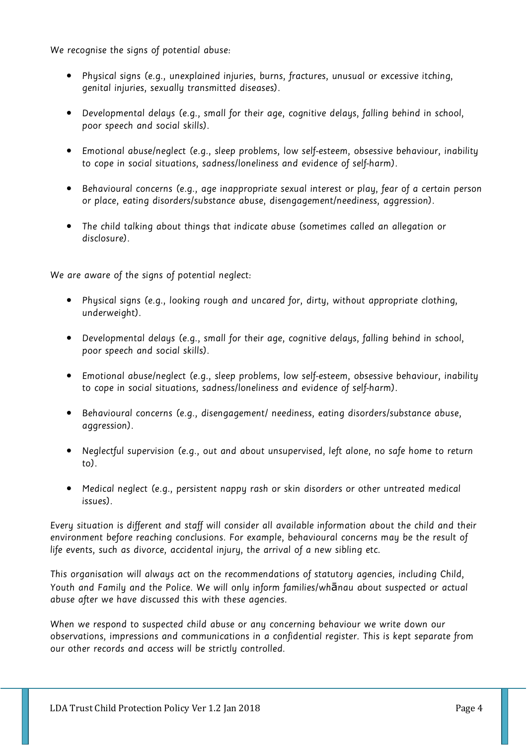We recognise the signs of potential abuse:

- Physical signs (e.g., unexplained injuries, burns, fractures, unusual or excessive itching, genital injuries, sexually transmitted diseases).
- Developmental delays (e.g., small for their age, cognitive delays, falling behind in school, poor speech and social skills).
- Emotional abuse/neglect (e.g., sleep problems, low self-esteem, obsessive behaviour, inability to cope in social situations, sadness/loneliness and evidence of self-harm).
- Behavioural concerns (e.g., age inappropriate sexual interest or play, fear of a certain person or place, eating disorders/substance abuse, disengagement/neediness, aggression).
- The child talking about things that indicate abuse (sometimes called an allegation or disclosure).

We are aware of the signs of potential neglect:

- Physical signs (e.g., looking rough and uncared for, dirty, without appropriate clothing, underweight).
- Developmental delays (e.g., small for their age, cognitive delays, falling behind in school, poor speech and social skills).
- Emotional abuse/neglect (e.g., sleep problems, low self-esteem, obsessive behaviour, inability to cope in social situations, sadness/loneliness and evidence of self-harm).
- Behavioural concerns (e.g., disengagement/ neediness, eating disorders/substance abuse, aggression).
- Neglectful supervision (e.g., out and about unsupervised, left alone, no safe home to return to).
- Medical neglect (e.g., persistent nappy rash or skin disorders or other untreated medical issues).

Every situation is different and staff will consider all available information about the child and their environment before reaching conclusions. For example, behavioural concerns may be the result of life events, such as divorce, accidental injury, the arrival of a new sibling etc.

This organisation will always act on the recommendations of statutory agencies, including Child, Youth and Family and the Police. We will only inform families/whānau about suspected or actual abuse after we have discussed this with these agencies.

When we respond to suspected child abuse or any concerning behaviour we write down our observations, impressions and communications in a confidential register. This is kept separate from our other records and access will be strictly controlled.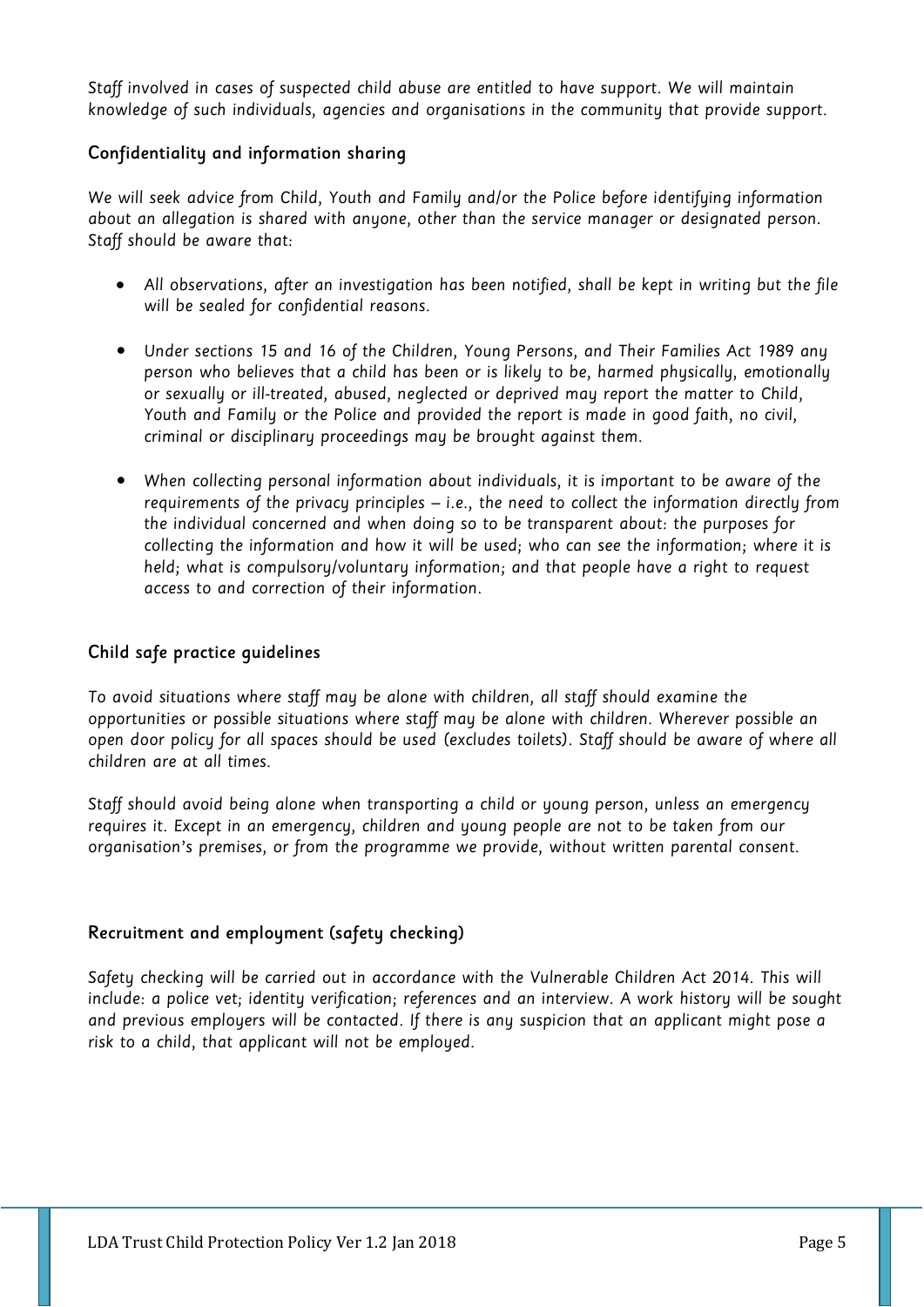*Staff involved in cases of suspected child abuse are entitled to have support. We will maintain knowledge of such individuals, agencies and organisations in the community that provide support.*

### Confidentiality and information sharing

*We will seek advice from Child, Youth and Family and/or the Police before identifying information about an allegation is shared with anyone, other than the service manager or designated person. Staff should be aware that:*

- *All observations, after an investigation has been notified, shall be kept in writing but the file will be sealed for confidential reasons.*
- *Under sections 15 and 16 of the Children, Young Persons, and Their Families Act 1989 any person who believes that a child has been or is likely to be, harmed physically, emotionally or sexually or ill-treated, abused, neglected or deprived may report the matter to Child, Youth and Family or the Police and provided the report is made in good faith, no civil, criminal or disciplinary proceedings may be brought against them.*
- *When collecting personal information about individuals, it is important to be aware of the requirements of the privacy principles – i.e., the need to collect the information directly from the individual concerned and when doing so to be transparent about: the purposes for collecting the information and how it will be used; who can see the information; where it is held; what is compulsory/voluntary information; and that people have a right to request access to and correction of their information.*

### Child safe practice guidelines

*To avoid situations where staff may be alone with children, all staff should examine the opportunities or possible situations where staff may be alone with children. Wherever possible an open door policy for all spaces should be used (excludes toilets). Staff should be aware of where all children are at all times.*

*Staff should avoid being alone when transporting a child or young person, unless an emergency requires it. Except in an emergency, children and young people are not to be taken from our organisation's premises, or from the programme we provide, without written parental consent.*

### Recruitment and employment (safety checking)

*Safety checking will be carried out in accordance with the Vulnerable Children Act 2014. This will include: a police vet; identity verification; references and an interview. A work history will be sought and previous employers will be contacted. If there is any suspicion that an applicant might pose a risk to a child, that applicant will not be employed.*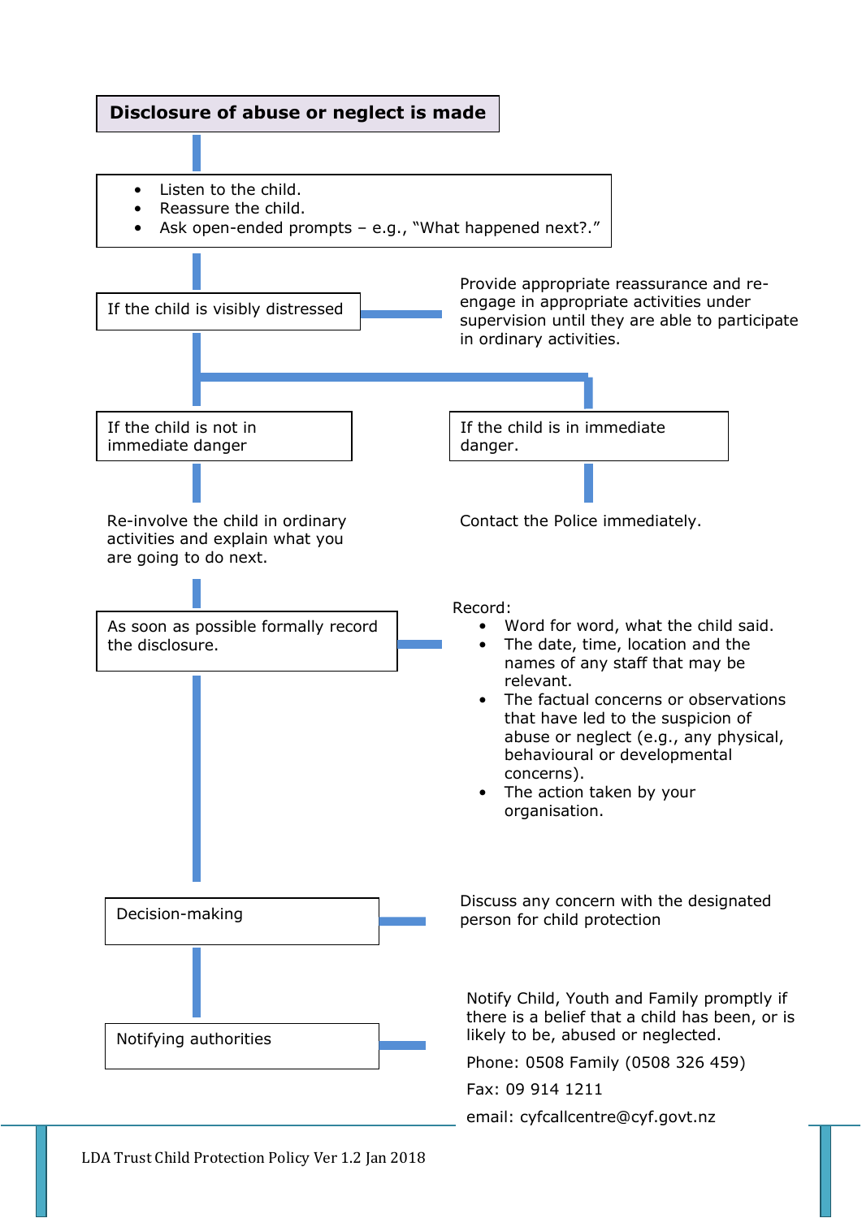**Disclosure of abuse or neglect is made**

- Listen to the child.
- Reassure the child.
- Ask open-ended prompts – e.g., "What happened next?."

If the child is visibly distressed

Provide appropriate reassurance and re-engage in appropriate activities under supervision until they are able to participate in ordinary activities.

If the child is not in immediate danger

Re-involve the child in ordinary activities and explain what you are going to do next.

If the child is in immediate danger.

Contact the Police immediately.

As soon as possible formally record the disclosure.

Record:

- Word for word, what the child said.
- The date, time, location and the names of any staff that may be relevant.
- The factual concerns or observations that have led to the suspicion of abuse or neglect (e.g., any physical, behavioural or developmental concerns).
- The action taken by your organisation.

Decision-making

Discuss any concern with the designated person for child protection

Notifying authorities

Notify Child, Youth and Family promptly if there is a belief that a child has been, or is likely to be, abused or neglected.

Phone: 0508 Family (0508 326 459)

Fax: 09 914 1211

email: cyfcallcentre@cyf.govt.nz